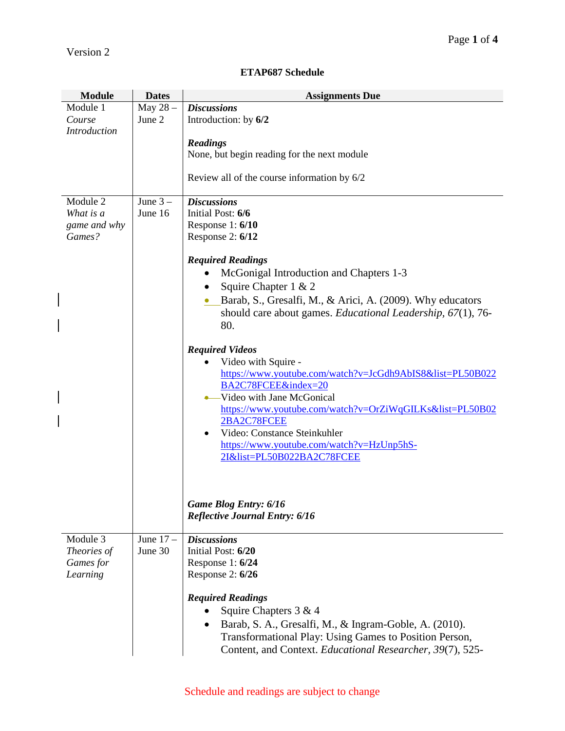Version 2

## ETAP687 Schedule

| Module | Dates | Assignments Due |
|---|---|---|
| Module 1<br>*Course Introduction* | May 28 – June 2 | ***Discussions***<br>Introduction: by **6/2**<br><br>***Readings***<br>None, but begin reading for the next module<br><br>Review all of the course information by 6/2 |
| Module 2<br>*What is a game and why Games?* | June 3 – June 16 | ***Discussions***<br>Initial Post: **6/6**<br>Response 1: **6/10**<br>Response 2: **6/12**<br><br>***Required Readings***<br>• McGonigal Introduction and Chapters 1-3<br>• Squire Chapter 1 & 2<br>• Barab, S., Gresalfi, M., & Arici, A. (2009). Why educators should care about games. *Educational Leadership, 67*(1), 76-80.<br><br>***Required Videos***<br>• Video with Squire - https://www.youtube.com/watch?v=JcGdh9AbIS8&list=PL50B022BA2C78FCEE&index=20<br>• Video with Jane McGonical https://www.youtube.com/watch?v=OrZiWqGILKs&list=PL50B022BA2C78FCEE<br>• Video: Constance Steinkuhler https://www.youtube.com/watch?v=HzUnp5hS-2I&list=PL50B022BA2C78FCEE<br><br>***Game Blog Entry: 6/16***<br>***Reflective Journal Entry: 6/16*** |
| Module 3<br>*Theories of Games for Learning* | June 17 – June 30 | ***Discussions***<br>Initial Post: **6/20**<br>Response 1: **6/24**<br>Response 2: **6/26**<br><br>***Required Readings***<br>• Squire Chapters 3 & 4<br>• Barab, S. A., Gresalfi, M., & Ingram-Goble, A. (2010). Transformational Play: Using Games to Position Person, Content, and Context. *Educational Researcher, 39*(7), 525- |

Schedule and readings are subject to change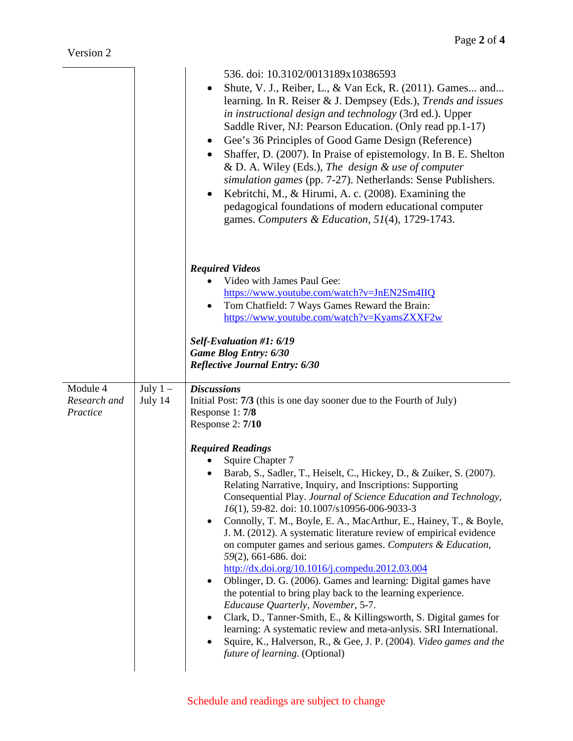| | | |
|---|---|---|
| | | 536. doi: 10.3102/0013189x10386593<br>• Shute, V. J., Reiber, L., & Van Eck, R. (2011). Games... and... learning. In R. Reiser & J. Dempsey (Eds.), *Trends and issues in instructional design and technology* (3rd ed.). Upper Saddle River, NJ: Pearson Education. (Only read pp.1-17)<br>• Gee's 36 Principles of Good Game Design (Reference)<br>• Shaffer, D. (2007). In Praise of epistemology. In B. E. Shelton & D. A. Wiley (Eds.), *The design & use of computer simulation games* (pp. 7-27). Netherlands: Sense Publishers.<br>• Kebritchi, M., & Hirumi, A. c. (2008). Examining the pedagogical foundations of modern educational computer games. *Computers & Education, 51*(4), 1729-1743.<br><br>***Required Videos***<br>• Video with James Paul Gee: https://www.youtube.com/watch?v=JnEN2Sm4IIQ<br>• Tom Chatfield: 7 Ways Games Reward the Brain: https://www.youtube.com/watch?v=KyamsZXXF2w<br><br>***Self-Evaluation #1: 6/19***<br>***Game Blog Entry: 6/30***<br>***Reflective Journal Entry: 6/30*** |
| Module 4<br>*Research and Practice* | July 1 – July 14 | ***Discussions***<br>Initial Post: **7/3** (this is one day sooner due to the Fourth of July)<br>Response 1: **7/8**<br>Response 2: **7/10**<br><br>***Required Readings***<br>• Squire Chapter 7<br>• Barab, S., Sadler, T., Heiselt, C., Hickey, D., & Zuiker, S. (2007). Relating Narrative, Inquiry, and Inscriptions: Supporting Consequential Play. *Journal of Science Education and Technology, 16*(1), 59-82. doi: 10.1007/s10956-006-9033-3<br>• Connolly, T. M., Boyle, E. A., MacArthur, E., Hainey, T., & Boyle, J. M. (2012). A systematic literature review of empirical evidence on computer games and serious games. *Computers & Education, 59*(2), 661-686. doi: http://dx.doi.org/10.1016/j.compedu.2012.03.004<br>• Oblinger, D. G. (2006). Games and learning: Digital games have the potential to bring play back to the learning experience. *Educause Quarterly, November*, 5-7.<br>• Clark, D., Tanner-Smith, E., & Killingsworth, S. Digital games for learning: A systematic review and meta-anlysis. SRI International.<br>• Squire, K., Halverson, R., & Gee, J. P. (2004). *Video games and the future of learning*. (Optional) |

Schedule and readings are subject to change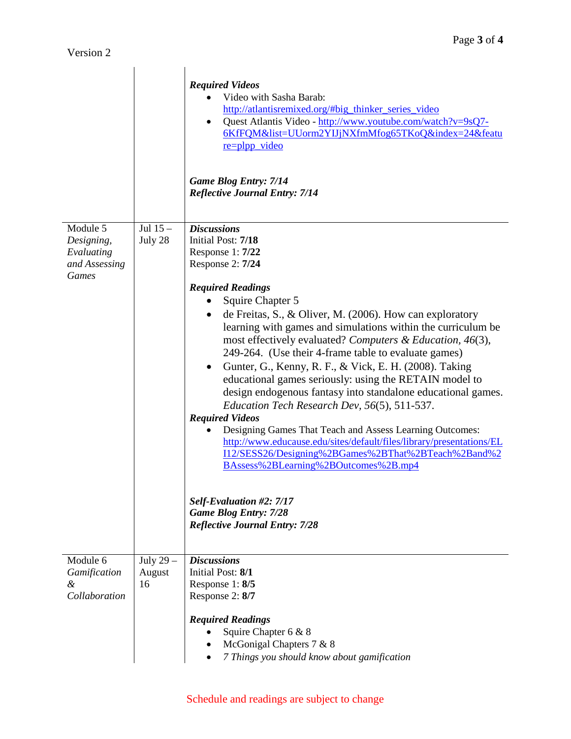| | | |
|---|---|---|
| | | ***Required Videos***<br>• Video with Sasha Barab: http://atlantisremixed.org/#big_thinker_series_video<br>• Quest Atlantis Video - http://www.youtube.com/watch?v=9sQ7-6KfFQM&list=UUorm2YIJjNXfmMfog65TKoQ&index=24&feature=plpp_video<br><br>***Game Blog Entry: 7/14***<br>***Reflective Journal Entry: 7/14*** |
| Module 5<br>*Designing, Evaluating and Assessing Games* | Jul 15 – July 28 | ***Discussions***<br>Initial Post: **7/18**<br>Response 1: **7/22**<br>Response 2: **7/24**<br><br>***Required Readings***<br>• Squire Chapter 5<br>• de Freitas, S., & Oliver, M. (2006). How can exploratory learning with games and simulations within the curriculum be most effectively evaluated? *Computers & Education, 46*(3), 249-264. (Use their 4-frame table to evaluate games)<br>• Gunter, G., Kenny, R. F., & Vick, E. H. (2008). Taking educational games seriously: using the RETAIN model to design endogenous fantasy into standalone educational games. *Education Tech Research Dev, 56*(5), 511-537.<br>***Required Videos***<br>• Designing Games That Teach and Assess Learning Outcomes: http://www.educause.edu/sites/default/files/library/presentations/ELI12/SESS26/Designing%2BGames%2BThat%2BTeach%2Band%2BAssess%2BLearning%2BOutcomes%2B.mp4<br><br>***Self-Evaluation #2: 7/17***<br>***Game Blog Entry: 7/28***<br>***Reflective Journal Entry: 7/28*** |
| Module 6<br>*Gamification & Collaboration* | July 29 – August 16 | ***Discussions***<br>Initial Post: **8/1**<br>Response 1: **8/5**<br>Response 2: **8/7**<br><br>***Required Readings***<br>• Squire Chapter 6 & 8<br>• McGonigal Chapters 7 & 8<br>• *7 Things you should know about gamification* |

Schedule and readings are subject to change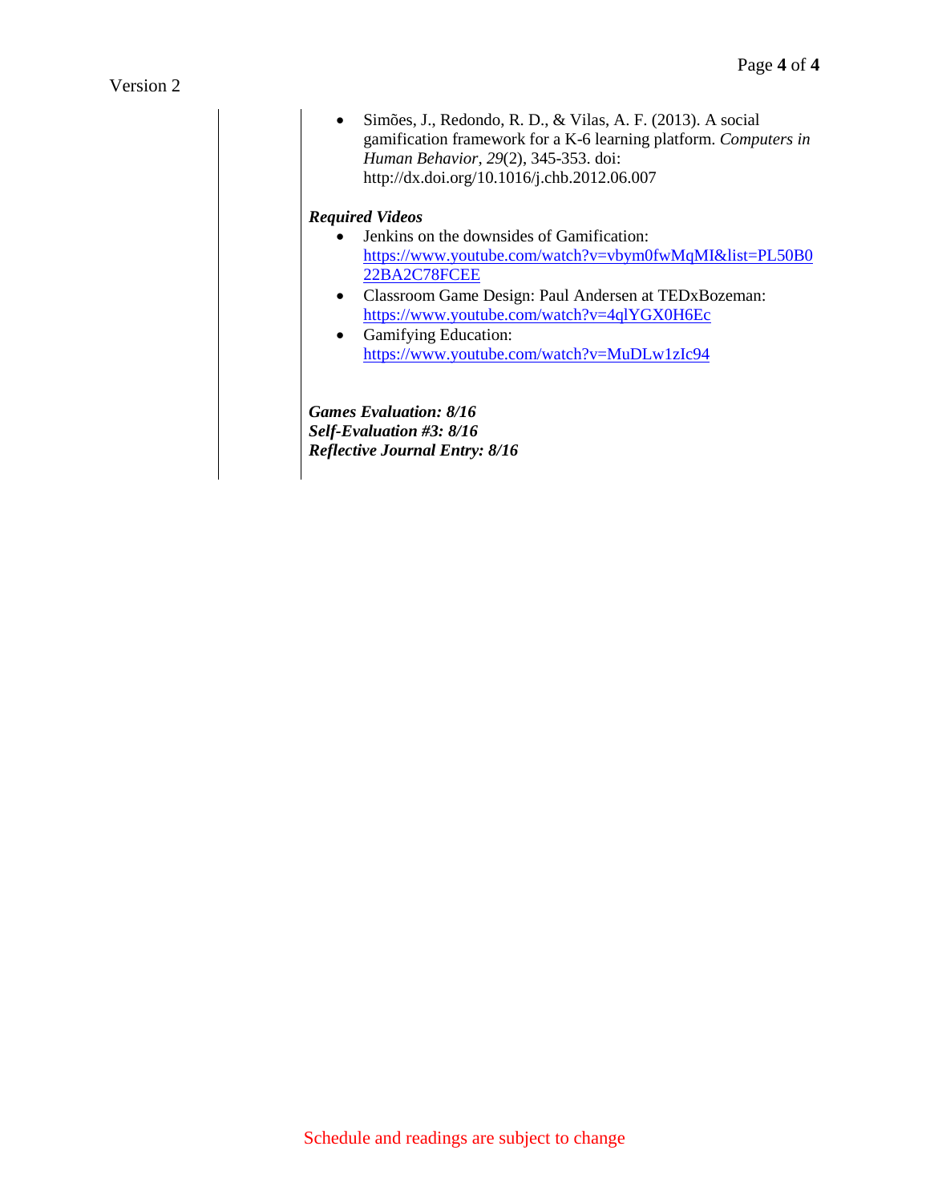- Simões, J., Redondo, R. D., & Vilas, A. F. (2013). A social gamification framework for a K-6 learning platform. *Computers in Human Behavior, 29*(2), 345-353. doi: http://dx.doi.org/10.1016/j.chb.2012.06.007

***Required Videos***

- Jenkins on the downsides of Gamification: https://www.youtube.com/watch?v=vbym0fwMqMI&list=PL50B022BA2C78FCEE
- Classroom Game Design: Paul Andersen at TEDxBozeman: https://www.youtube.com/watch?v=4qlYGX0H6Ec
- Gamifying Education: https://www.youtube.com/watch?v=MuDLw1zIc94

***Games Evaluation: 8/16***
***Self-Evaluation #3: 8/16***
***Reflective Journal Entry: 8/16***

Schedule and readings are subject to change